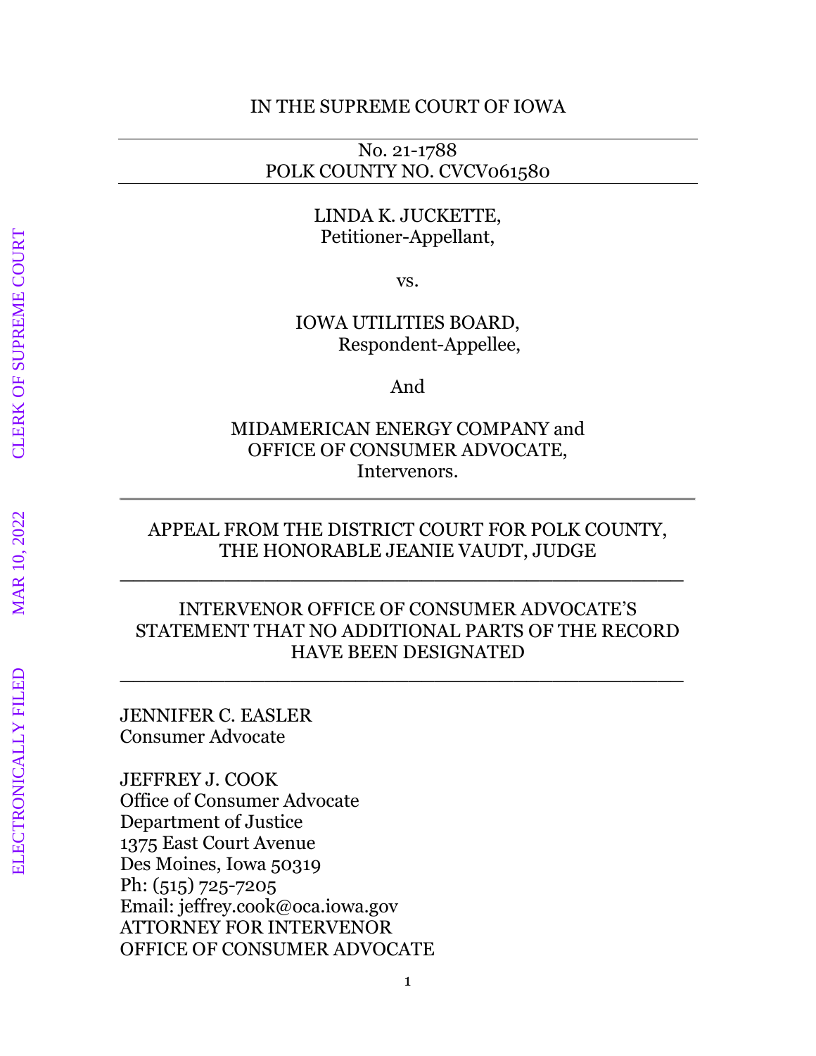IN THE SUPREME COURT OF IOWA

---

No. 21-1788
POLK COUNTY NO. CVCV061580

---

LINDA K. JUCKETTE,
Petitioner-Appellant,

vs.

IOWA UTILITIES BOARD,
Respondent-Appellee,

And

MIDAMERICAN ENERGY COMPANY and
OFFICE OF CONSUMER ADVOCATE,
Intervenors.

---

APPEAL FROM THE DISTRICT COURT FOR POLK COUNTY,
THE HONORABLE JEANIE VAUDT, JUDGE

---

INTERVENOR OFFICE OF CONSUMER ADVOCATE'S
STATEMENT THAT NO ADDITIONAL PARTS OF THE RECORD
HAVE BEEN DESIGNATED

---

JENNIFER C. EASLER
Consumer Advocate

JEFFREY J. COOK
Office of Consumer Advocate
Department of Justice
1375 East Court Avenue
Des Moines, Iowa 50319
Ph: (515) 725-7205
Email: jeffrey.cook@oca.iowa.gov
ATTORNEY FOR INTERVENOR
OFFICE OF CONSUMER ADVOCATE

ELECTRONICALLY FILED MAR 10, 2022 CLERK OF SUPREME COURT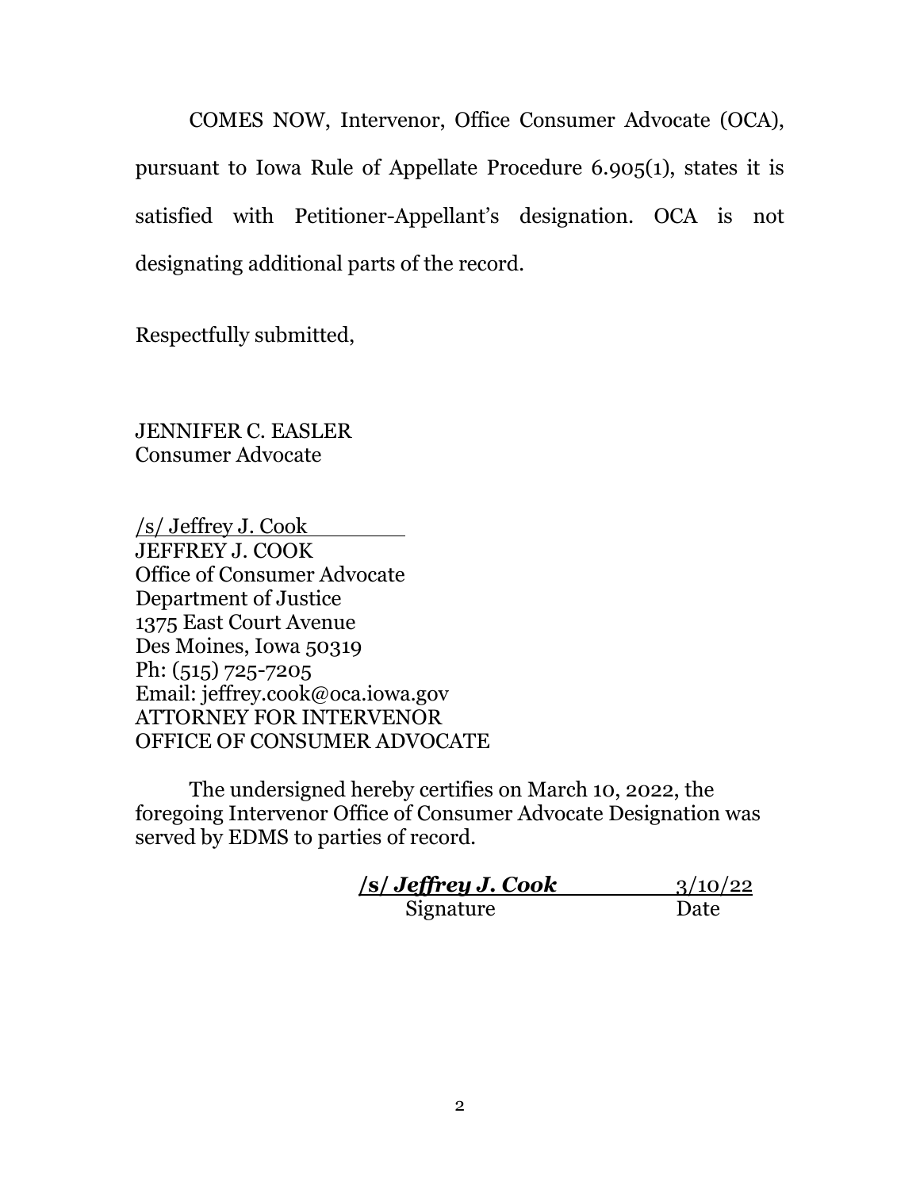COMES NOW, Intervenor, Office Consumer Advocate (OCA), pursuant to Iowa Rule of Appellate Procedure 6.905(1), states it is satisfied with Petitioner-Appellant's designation. OCA is not designating additional parts of the record.

Respectfully submitted,

JENNIFER C. EASLER
Consumer Advocate

/s/ Jeffrey J. Cook
JEFFREY J. COOK
Office of Consumer Advocate
Department of Justice
1375 East Court Avenue
Des Moines, Iowa 50319
Ph: (515) 725-7205
Email: jeffrey.cook@oca.iowa.gov
ATTORNEY FOR INTERVENOR
OFFICE OF CONSUMER ADVOCATE

The undersigned hereby certifies on March 10, 2022, the foregoing Intervenor Office of Consumer Advocate Designation was served by EDMS to parties of record.

***/s/ Jeffrey J. Cook*** 3/10/22
Signature Date